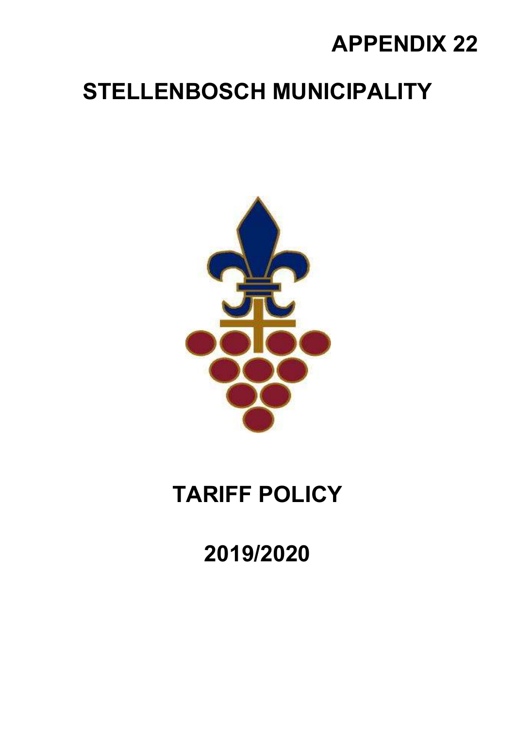**APPENDIX 22**

# STELLENBOSCH MUNICIPALITY

# TARIFF POLICY

## 2019/2020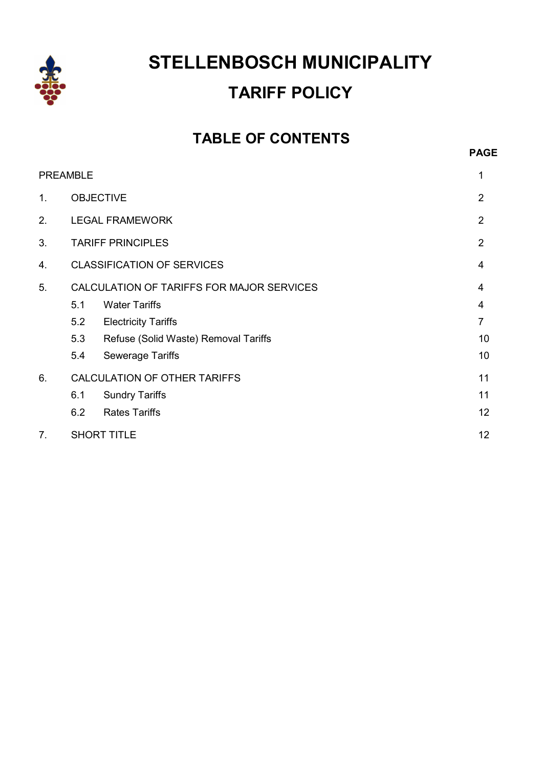# STELLENBOSCH MUNICIPALITY

## TARIFF POLICY

## TABLE OF CONTENTS

| | | PAGE |
|---|---|---|
| PREAMBLE | | 1 |
| 1. | OBJECTIVE | 2 |
| 2. | LEGAL FRAMEWORK | 2 |
| 3. | TARIFF PRINCIPLES | 2 |
| 4. | CLASSIFICATION OF SERVICES | 4 |
| 5. | CALCULATION OF TARIFFS FOR MAJOR SERVICES | 4 |
| | 5.1 Water Tariffs | 4 |
| | 5.2 Electricity Tariffs | 7 |
| | 5.3 Refuse (Solid Waste) Removal Tariffs | 10 |
| | 5.4 Sewerage Tariffs | 10 |
| 6. | CALCULATION OF OTHER TARIFFS | 11 |
| | 6.1 Sundry Tariffs | 11 |
| | 6.2 Rates Tariffs | 12 |
| 7. | SHORT TITLE | 12 |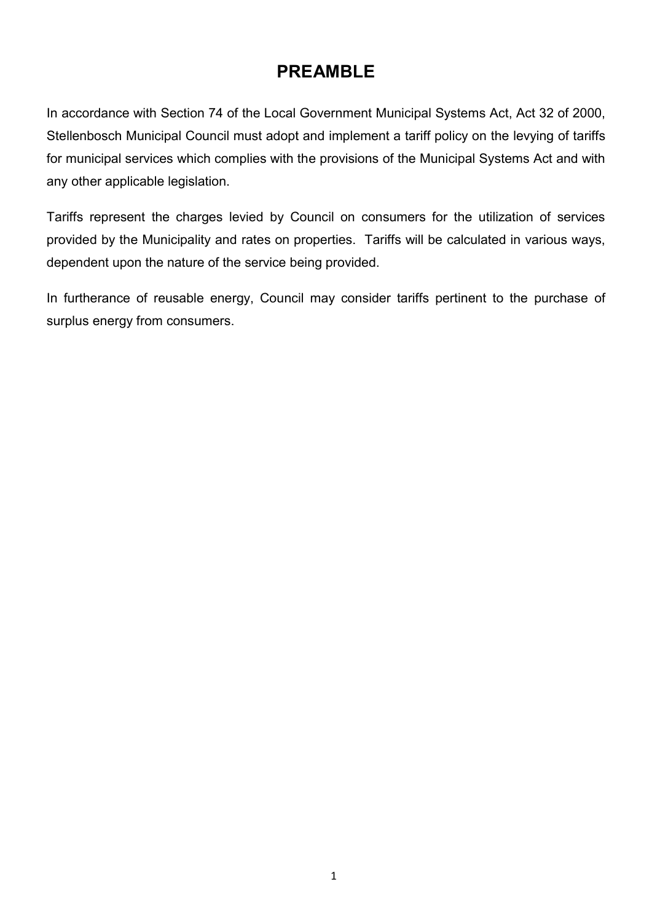# PREAMBLE

In accordance with Section 74 of the Local Government Municipal Systems Act, Act 32 of 2000, Stellenbosch Municipal Council must adopt and implement a tariff policy on the levying of tariffs for municipal services which complies with the provisions of the Municipal Systems Act and with any other applicable legislation.

Tariffs represent the charges levied by Council on consumers for the utilization of services provided by the Municipality and rates on properties. Tariffs will be calculated in various ways, dependent upon the nature of the service being provided.

In furtherance of reusable energy, Council may consider tariffs pertinent to the purchase of surplus energy from consumers.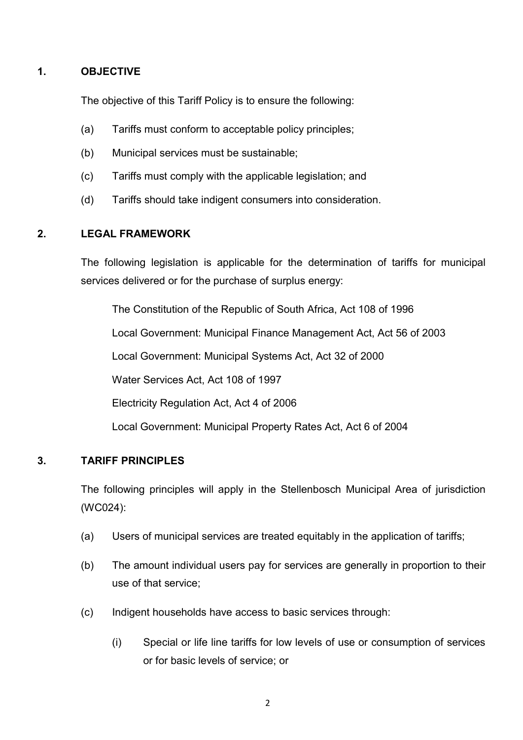## 1. OBJECTIVE

The objective of this Tariff Policy is to ensure the following:

(a) Tariffs must conform to acceptable policy principles;

(b) Municipal services must be sustainable;

(c) Tariffs must comply with the applicable legislation; and

(d) Tariffs should take indigent consumers into consideration.

## 2. LEGAL FRAMEWORK

The following legislation is applicable for the determination of tariffs for municipal services delivered or for the purchase of surplus energy:

The Constitution of the Republic of South Africa, Act 108 of 1996

Local Government: Municipal Finance Management Act, Act 56 of 2003

Local Government: Municipal Systems Act, Act 32 of 2000

Water Services Act, Act 108 of 1997

Electricity Regulation Act, Act 4 of 2006

Local Government: Municipal Property Rates Act, Act 6 of 2004

## 3. TARIFF PRINCIPLES

The following principles will apply in the Stellenbosch Municipal Area of jurisdiction (WC024):

(a) Users of municipal services are treated equitably in the application of tariffs;

(b) The amount individual users pay for services are generally in proportion to their use of that service;

(c) Indigent households have access to basic services through:

(i) Special or life line tariffs for low levels of use or consumption of services or for basic levels of service; or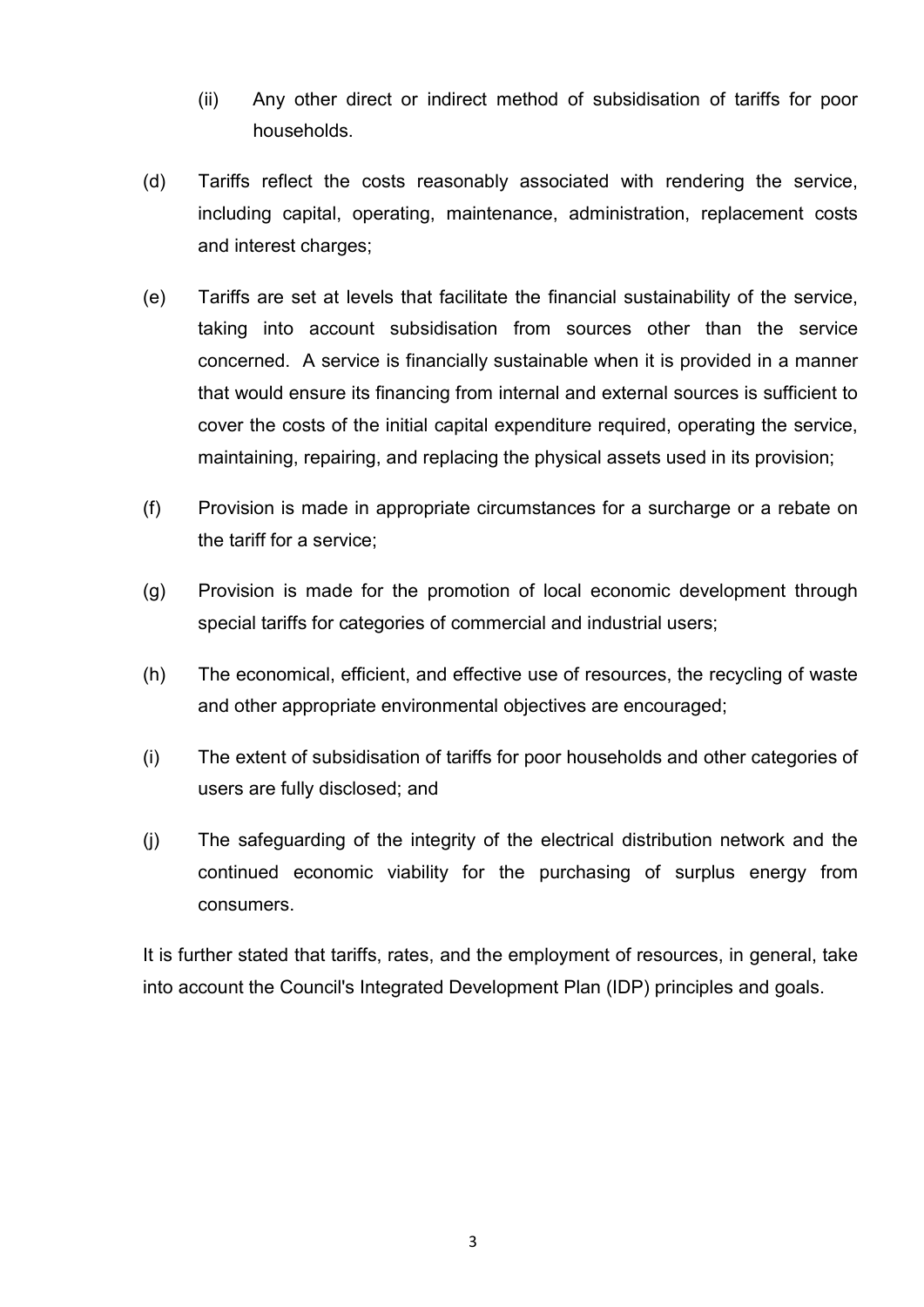(ii) Any other direct or indirect method of subsidisation of tariffs for poor households.

(d) Tariffs reflect the costs reasonably associated with rendering the service, including capital, operating, maintenance, administration, replacement costs and interest charges;

(e) Tariffs are set at levels that facilitate the financial sustainability of the service, taking into account subsidisation from sources other than the service concerned. A service is financially sustainable when it is provided in a manner that would ensure its financing from internal and external sources is sufficient to cover the costs of the initial capital expenditure required, operating the service, maintaining, repairing, and replacing the physical assets used in its provision;

(f) Provision is made in appropriate circumstances for a surcharge or a rebate on the tariff for a service;

(g) Provision is made for the promotion of local economic development through special tariffs for categories of commercial and industrial users;

(h) The economical, efficient, and effective use of resources, the recycling of waste and other appropriate environmental objectives are encouraged;

(i) The extent of subsidisation of tariffs for poor households and other categories of users are fully disclosed; and

(j) The safeguarding of the integrity of the electrical distribution network and the continued economic viability for the purchasing of surplus energy from consumers.

It is further stated that tariffs, rates, and the employment of resources, in general, take into account the Council's Integrated Development Plan (IDP) principles and goals.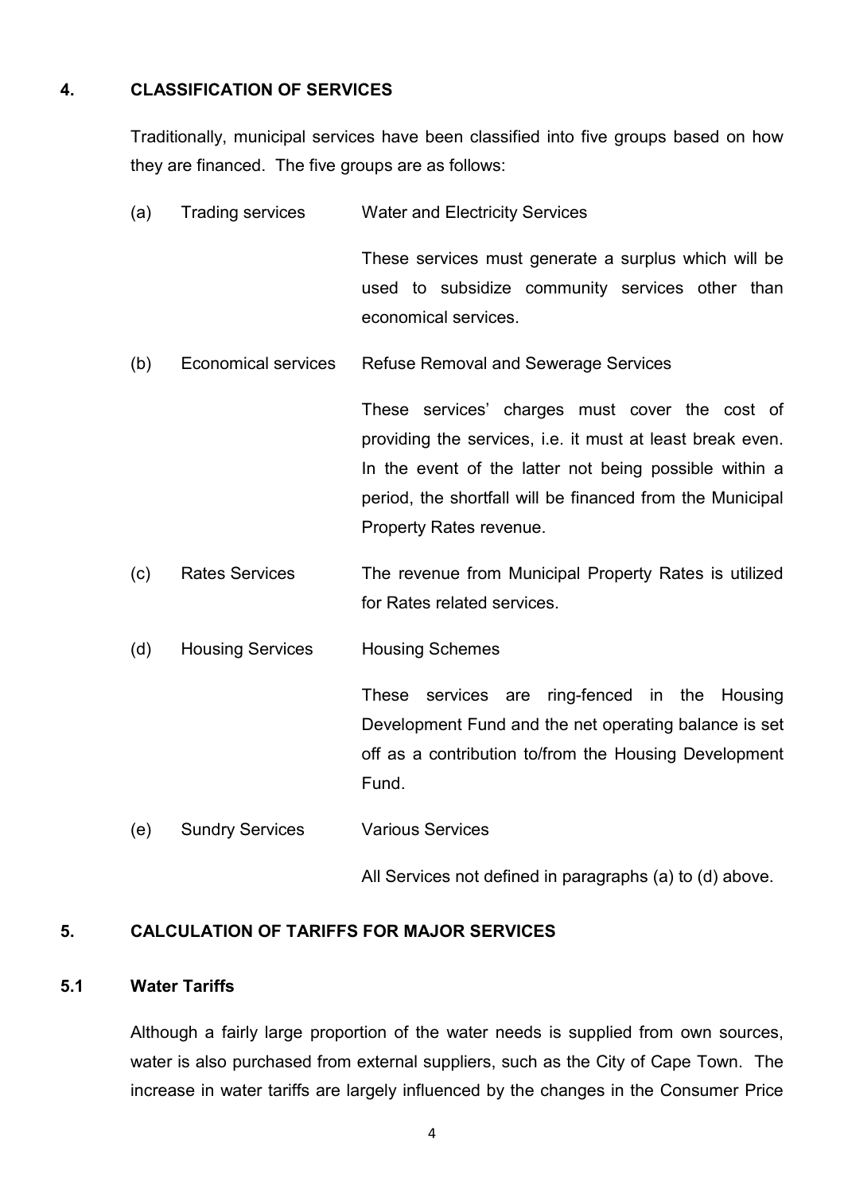## 4. CLASSIFICATION OF SERVICES

Traditionally, municipal services have been classified into five groups based on how they are financed. The five groups are as follows:

(a) Trading services — Water and Electricity Services

These services must generate a surplus which will be used to subsidize community services other than economical services.

(b) Economical services — Refuse Removal and Sewerage Services

These services' charges must cover the cost of providing the services, i.e. it must at least break even. In the event of the latter not being possible within a period, the shortfall will be financed from the Municipal Property Rates revenue.

(c) Rates Services — The revenue from Municipal Property Rates is utilized for Rates related services.

(d) Housing Services — Housing Schemes

These services are ring-fenced in the Housing Development Fund and the net operating balance is set off as a contribution to/from the Housing Development Fund.

(e) Sundry Services — Various Services

All Services not defined in paragraphs (a) to (d) above.

## 5. CALCULATION OF TARIFFS FOR MAJOR SERVICES

### 5.1 Water Tariffs

Although a fairly large proportion of the water needs is supplied from own sources, water is also purchased from external suppliers, such as the City of Cape Town. The increase in water tariffs are largely influenced by the changes in the Consumer Price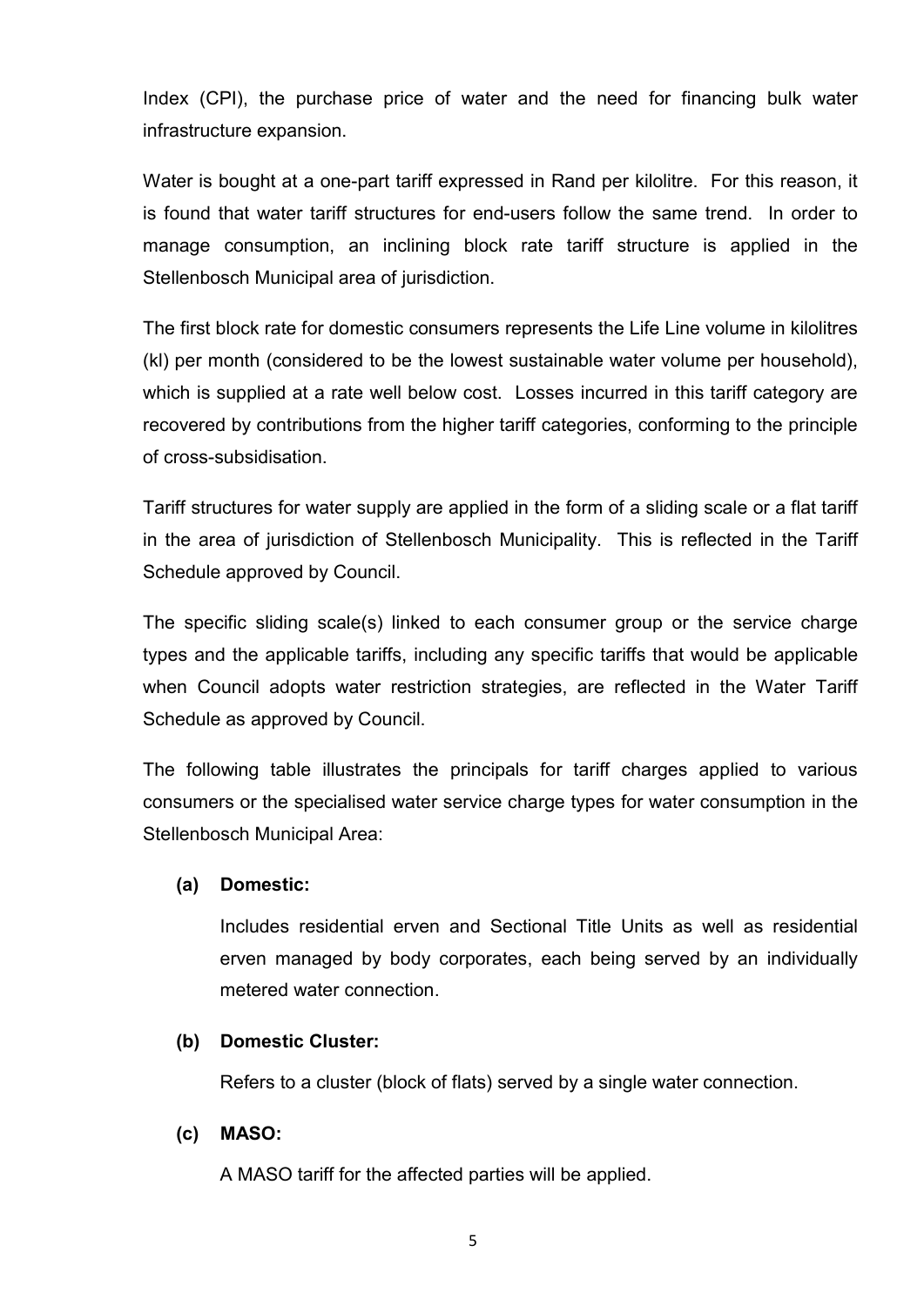Index (CPI), the purchase price of water and the need for financing bulk water infrastructure expansion.

Water is bought at a one-part tariff expressed in Rand per kilolitre. For this reason, it is found that water tariff structures for end-users follow the same trend. In order to manage consumption, an inclining block rate tariff structure is applied in the Stellenbosch Municipal area of jurisdiction.

The first block rate for domestic consumers represents the Life Line volume in kilolitres (kl) per month (considered to be the lowest sustainable water volume per household), which is supplied at a rate well below cost. Losses incurred in this tariff category are recovered by contributions from the higher tariff categories, conforming to the principle of cross-subsidisation.

Tariff structures for water supply are applied in the form of a sliding scale or a flat tariff in the area of jurisdiction of Stellenbosch Municipality. This is reflected in the Tariff Schedule approved by Council.

The specific sliding scale(s) linked to each consumer group or the service charge types and the applicable tariffs, including any specific tariffs that would be applicable when Council adopts water restriction strategies, are reflected in the Water Tariff Schedule as approved by Council.

The following table illustrates the principals for tariff charges applied to various consumers or the specialised water service charge types for water consumption in the Stellenbosch Municipal Area:

**(a) Domestic:**

Includes residential erven and Sectional Title Units as well as residential erven managed by body corporates, each being served by an individually metered water connection.

**(b) Domestic Cluster:**

Refers to a cluster (block of flats) served by a single water connection.

**(c) MASO:**

A MASO tariff for the affected parties will be applied.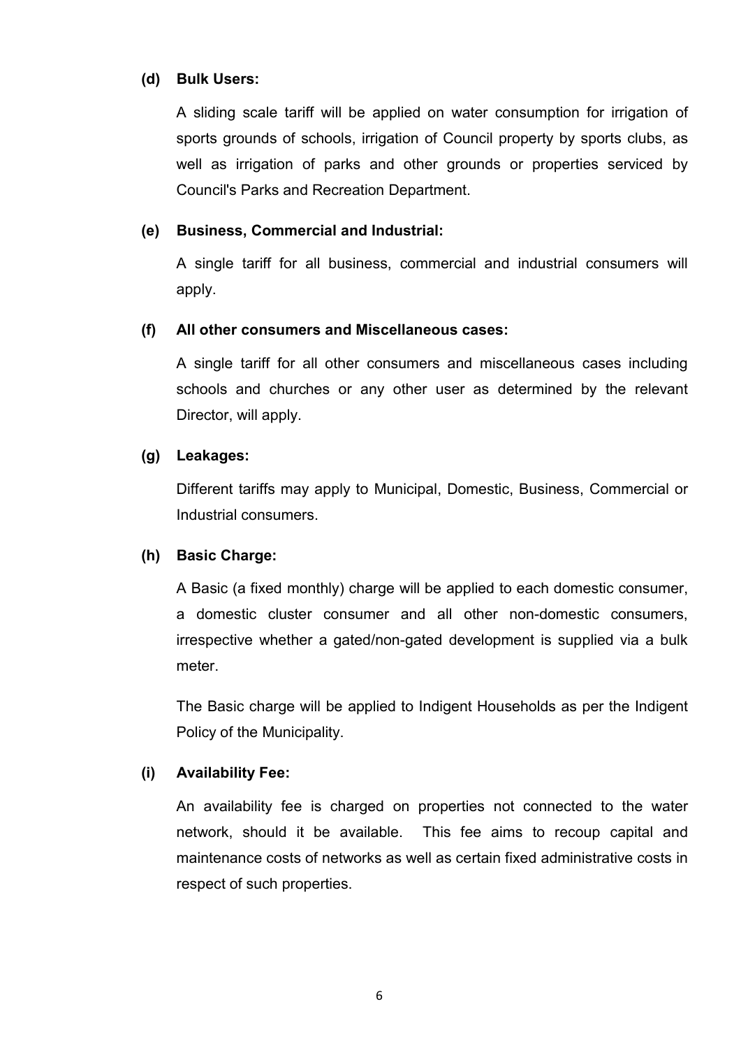**(d) Bulk Users:**

A sliding scale tariff will be applied on water consumption for irrigation of sports grounds of schools, irrigation of Council property by sports clubs, as well as irrigation of parks and other grounds or properties serviced by Council's Parks and Recreation Department.

**(e) Business, Commercial and Industrial:**

A single tariff for all business, commercial and industrial consumers will apply.

**(f) All other consumers and Miscellaneous cases:**

A single tariff for all other consumers and miscellaneous cases including schools and churches or any other user as determined by the relevant Director, will apply.

**(g) Leakages:**

Different tariffs may apply to Municipal, Domestic, Business, Commercial or Industrial consumers.

**(h) Basic Charge:**

A Basic (a fixed monthly) charge will be applied to each domestic consumer, a domestic cluster consumer and all other non-domestic consumers, irrespective whether a gated/non-gated development is supplied via a bulk meter.

The Basic charge will be applied to Indigent Households as per the Indigent Policy of the Municipality.

**(i) Availability Fee:**

An availability fee is charged on properties not connected to the water network, should it be available. This fee aims to recoup capital and maintenance costs of networks as well as certain fixed administrative costs in respect of such properties.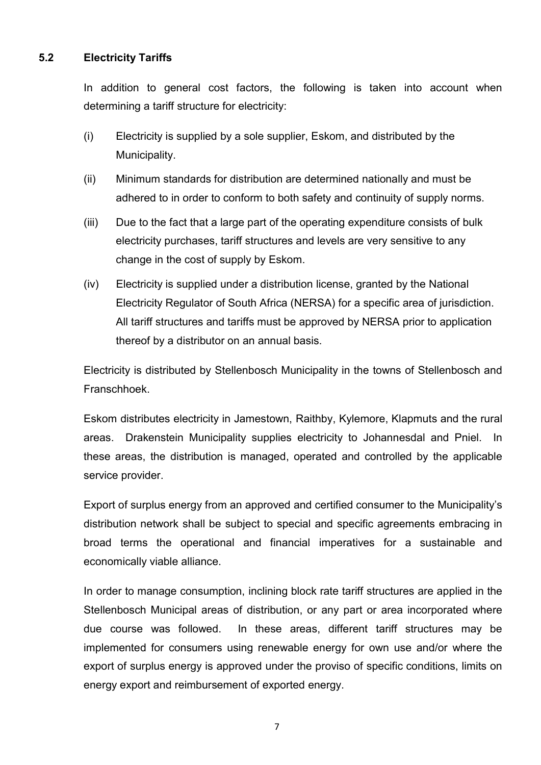## 5.2 Electricity Tariffs

In addition to general cost factors, the following is taken into account when determining a tariff structure for electricity:

(i) Electricity is supplied by a sole supplier, Eskom, and distributed by the Municipality.

(ii) Minimum standards for distribution are determined nationally and must be adhered to in order to conform to both safety and continuity of supply norms.

(iii) Due to the fact that a large part of the operating expenditure consists of bulk electricity purchases, tariff structures and levels are very sensitive to any change in the cost of supply by Eskom.

(iv) Electricity is supplied under a distribution license, granted by the National Electricity Regulator of South Africa (NERSA) for a specific area of jurisdiction. All tariff structures and tariffs must be approved by NERSA prior to application thereof by a distributor on an annual basis.

Electricity is distributed by Stellenbosch Municipality in the towns of Stellenbosch and Franschhoek.

Eskom distributes electricity in Jamestown, Raithby, Kylemore, Klapmuts and the rural areas. Drakenstein Municipality supplies electricity to Johannesdal and Pniel. In these areas, the distribution is managed, operated and controlled by the applicable service provider.

Export of surplus energy from an approved and certified consumer to the Municipality's distribution network shall be subject to special and specific agreements embracing in broad terms the operational and financial imperatives for a sustainable and economically viable alliance.

In order to manage consumption, inclining block rate tariff structures are applied in the Stellenbosch Municipal areas of distribution, or any part or area incorporated where due course was followed. In these areas, different tariff structures may be implemented for consumers using renewable energy for own use and/or where the export of surplus energy is approved under the proviso of specific conditions, limits on energy export and reimbursement of exported energy.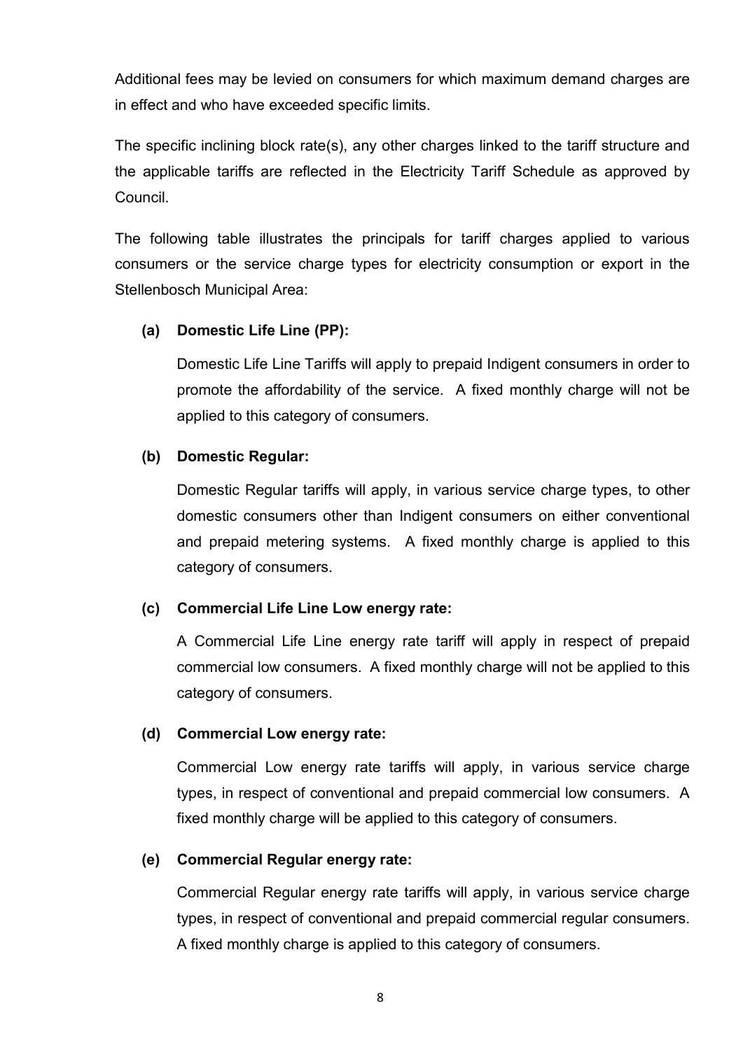Additional fees may be levied on consumers for which maximum demand charges are in effect and who have exceeded specific limits.

The specific inclining block rate(s), any other charges linked to the tariff structure and the applicable tariffs are reflected in the Electricity Tariff Schedule as approved by Council.

The following table illustrates the principals for tariff charges applied to various consumers or the service charge types for electricity consumption or export in the Stellenbosch Municipal Area:

**(a) Domestic Life Line (PP):**

Domestic Life Line Tariffs will apply to prepaid Indigent consumers in order to promote the affordability of the service. A fixed monthly charge will not be applied to this category of consumers.

**(b) Domestic Regular:**

Domestic Regular tariffs will apply, in various service charge types, to other domestic consumers other than Indigent consumers on either conventional and prepaid metering systems. A fixed monthly charge is applied to this category of consumers.

**(c) Commercial Life Line Low energy rate:**

A Commercial Life Line energy rate tariff will apply in respect of prepaid commercial low consumers. A fixed monthly charge will not be applied to this category of consumers.

**(d) Commercial Low energy rate:**

Commercial Low energy rate tariffs will apply, in various service charge types, in respect of conventional and prepaid commercial low consumers. A fixed monthly charge will be applied to this category of consumers.

**(e) Commercial Regular energy rate:**

Commercial Regular energy rate tariffs will apply, in various service charge types, in respect of conventional and prepaid commercial regular consumers. A fixed monthly charge is applied to this category of consumers.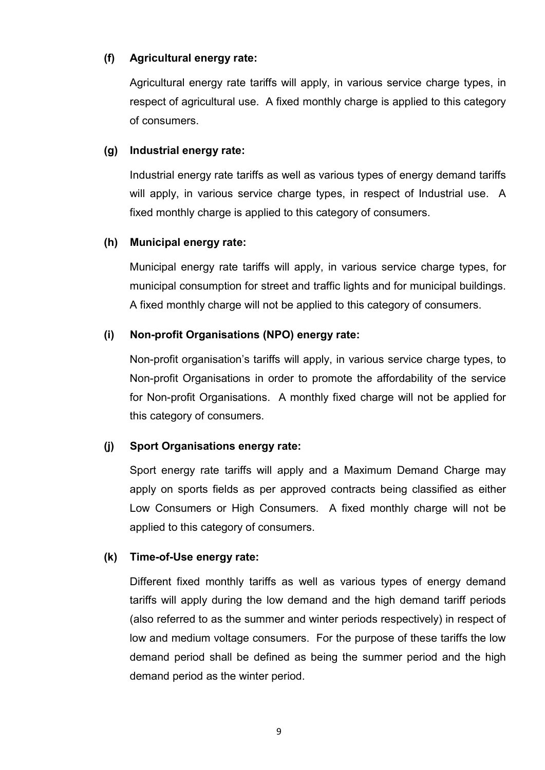**(f) Agricultural energy rate:**

Agricultural energy rate tariffs will apply, in various service charge types, in respect of agricultural use. A fixed monthly charge is applied to this category of consumers.

**(g) Industrial energy rate:**

Industrial energy rate tariffs as well as various types of energy demand tariffs will apply, in various service charge types, in respect of Industrial use. A fixed monthly charge is applied to this category of consumers.

**(h) Municipal energy rate:**

Municipal energy rate tariffs will apply, in various service charge types, for municipal consumption for street and traffic lights and for municipal buildings. A fixed monthly charge will not be applied to this category of consumers.

**(i) Non-profit Organisations (NPO) energy rate:**

Non-profit organisation's tariffs will apply, in various service charge types, to Non-profit Organisations in order to promote the affordability of the service for Non-profit Organisations. A monthly fixed charge will not be applied for this category of consumers.

**(j) Sport Organisations energy rate:**

Sport energy rate tariffs will apply and a Maximum Demand Charge may apply on sports fields as per approved contracts being classified as either Low Consumers or High Consumers. A fixed monthly charge will not be applied to this category of consumers.

**(k) Time-of-Use energy rate:**

Different fixed monthly tariffs as well as various types of energy demand tariffs will apply during the low demand and the high demand tariff periods (also referred to as the summer and winter periods respectively) in respect of low and medium voltage consumers. For the purpose of these tariffs the low demand period shall be defined as being the summer period and the high demand period as the winter period.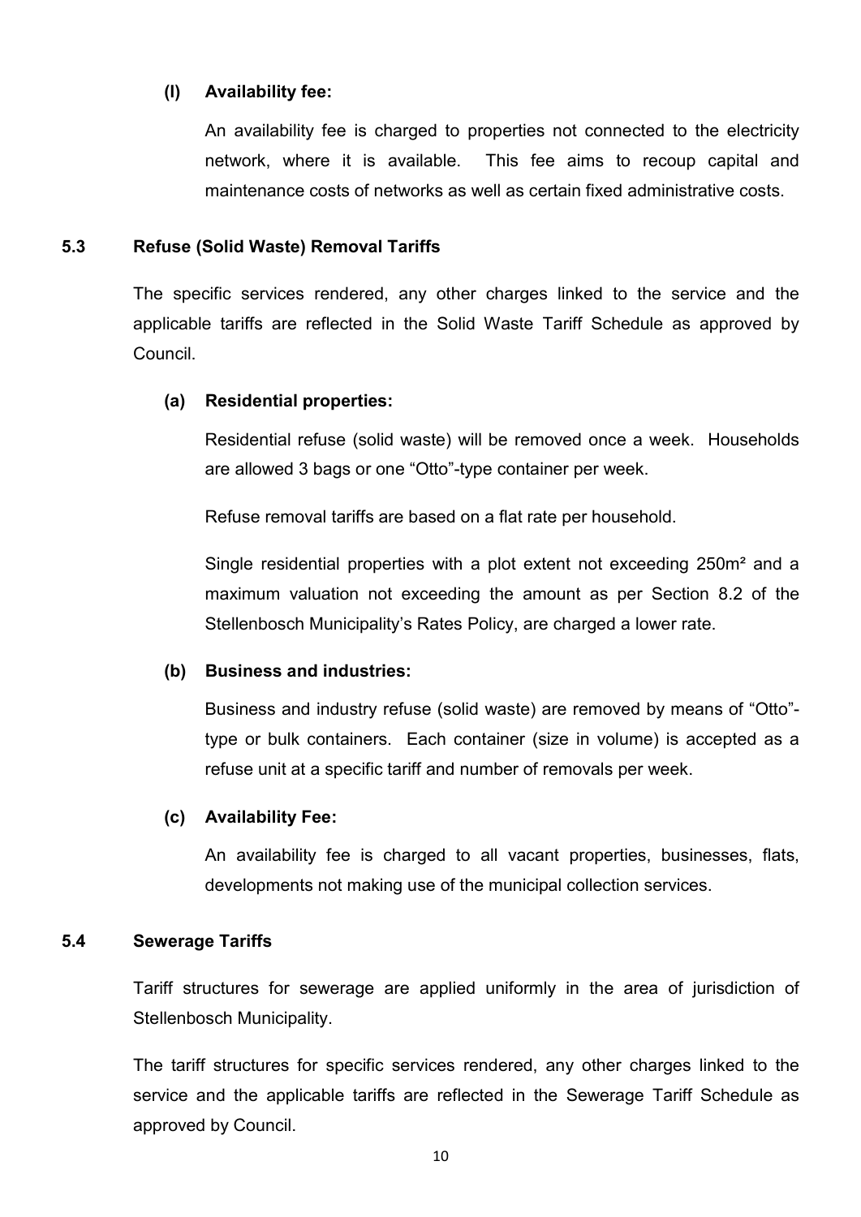**(l) Availability fee:**

An availability fee is charged to properties not connected to the electricity network, where it is available. This fee aims to recoup capital and maintenance costs of networks as well as certain fixed administrative costs.

### 5.3 Refuse (Solid Waste) Removal Tariffs

The specific services rendered, any other charges linked to the service and the applicable tariffs are reflected in the Solid Waste Tariff Schedule as approved by Council.

**(a) Residential properties:**

Residential refuse (solid waste) will be removed once a week. Households are allowed 3 bags or one "Otto"-type container per week.

Refuse removal tariffs are based on a flat rate per household.

Single residential properties with a plot extent not exceeding 250m² and a maximum valuation not exceeding the amount as per Section 8.2 of the Stellenbosch Municipality's Rates Policy, are charged a lower rate.

**(b) Business and industries:**

Business and industry refuse (solid waste) are removed by means of "Otto"-type or bulk containers. Each container (size in volume) is accepted as a refuse unit at a specific tariff and number of removals per week.

**(c) Availability Fee:**

An availability fee is charged to all vacant properties, businesses, flats, developments not making use of the municipal collection services.

### 5.4 Sewerage Tariffs

Tariff structures for sewerage are applied uniformly in the area of jurisdiction of Stellenbosch Municipality.

The tariff structures for specific services rendered, any other charges linked to the service and the applicable tariffs are reflected in the Sewerage Tariff Schedule as approved by Council.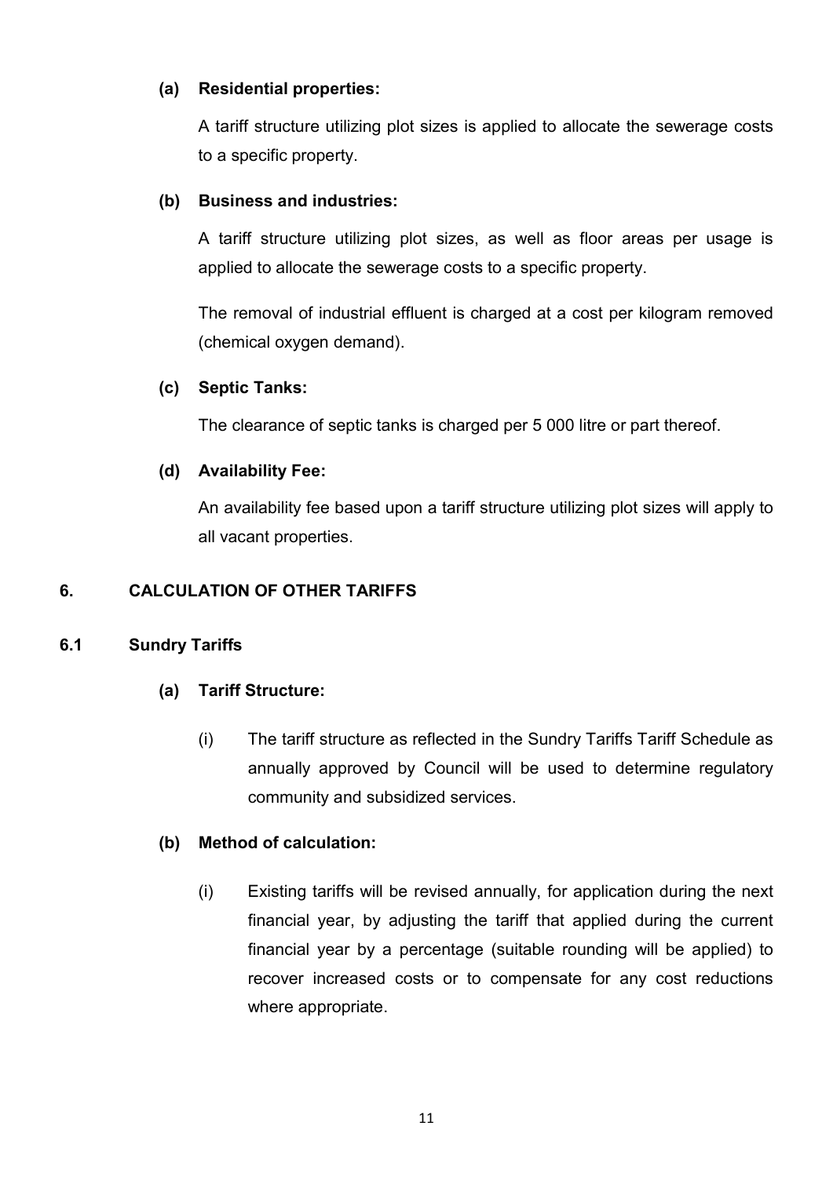**(a) Residential properties:**

A tariff structure utilizing plot sizes is applied to allocate the sewerage costs to a specific property.

**(b) Business and industries:**

A tariff structure utilizing plot sizes, as well as floor areas per usage is applied to allocate the sewerage costs to a specific property.

The removal of industrial effluent is charged at a cost per kilogram removed (chemical oxygen demand).

**(c) Septic Tanks:**

The clearance of septic tanks is charged per 5 000 litre or part thereof.

**(d) Availability Fee:**

An availability fee based upon a tariff structure utilizing plot sizes will apply to all vacant properties.

## 6. CALCULATION OF OTHER TARIFFS

### 6.1 Sundry Tariffs

**(a) Tariff Structure:**

(i) The tariff structure as reflected in the Sundry Tariffs Tariff Schedule as annually approved by Council will be used to determine regulatory community and subsidized services.

**(b) Method of calculation:**

(i) Existing tariffs will be revised annually, for application during the next financial year, by adjusting the tariff that applied during the current financial year by a percentage (suitable rounding will be applied) to recover increased costs or to compensate for any cost reductions where appropriate.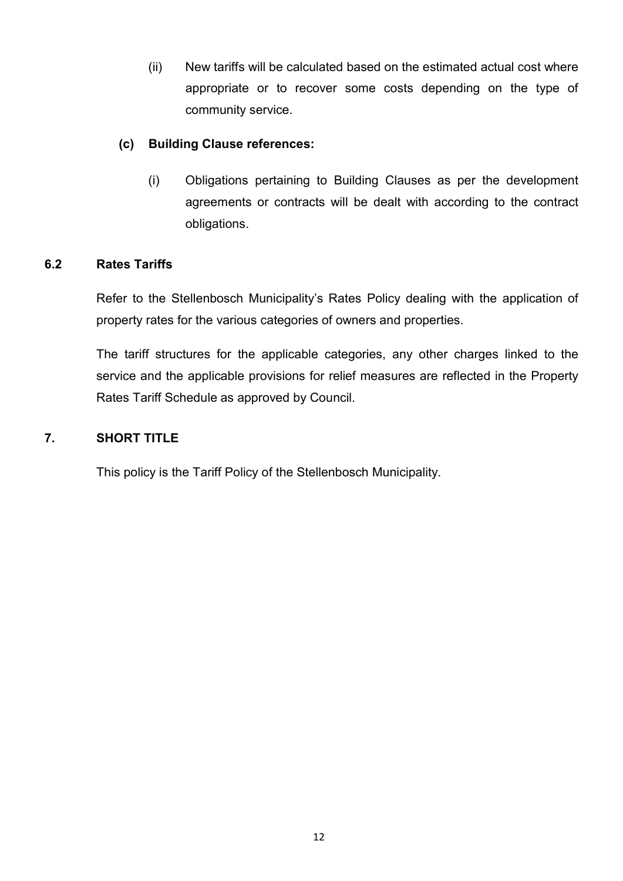(ii) New tariffs will be calculated based on the estimated actual cost where appropriate or to recover some costs depending on the type of community service.

**(c) Building Clause references:**

(i) Obligations pertaining to Building Clauses as per the development agreements or contracts will be dealt with according to the contract obligations.

### 6.2 Rates Tariffs

Refer to the Stellenbosch Municipality's Rates Policy dealing with the application of property rates for the various categories of owners and properties.

The tariff structures for the applicable categories, any other charges linked to the service and the applicable provisions for relief measures are reflected in the Property Rates Tariff Schedule as approved by Council.

## 7. SHORT TITLE

This policy is the Tariff Policy of the Stellenbosch Municipality.